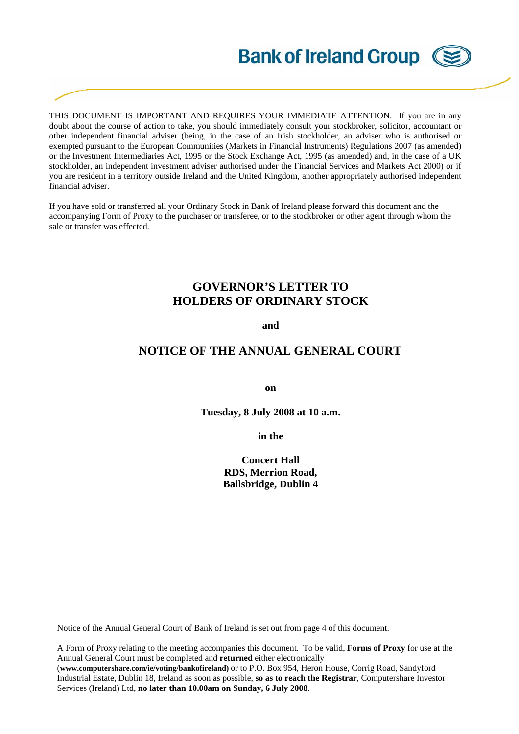Bank of Ireland Group

THIS DOCUMENT IS IMPORTANT AND REQUIRES YOUR IMMEDIATE ATTENTION. If you are in any doubt about the course of action to take, you should immediately consult your stockbroker, solicitor, accountant or other independent financial adviser (being, in the case of an Irish stockholder, an adviser who is authorised or exempted pursuant to the European Communities (Markets in Financial Instruments) Regulations 2007 (as amended) or the Investment Intermediaries Act, 1995 or the Stock Exchange Act, 1995 (as amended) and, in the case of a UK stockholder, an independent investment adviser authorised under the Financial Services and Markets Act 2000) or if you are resident in a territory outside Ireland and the United Kingdom, another appropriately authorised independent financial adviser.

If you have sold or transferred all your Ordinary Stock in Bank of Ireland please forward this document and the accompanying Form of Proxy to the purchaser or transferee, or to the stockbroker or other agent through whom the sale or transfer was effected.

# GOVERNOR'S LETTER TO HOLDERS OF ORDINARY STOCK

**and**

# NOTICE OF THE ANNUAL GENERAL COURT

**on**

**Tuesday, 8 July 2008 at 10 a.m.**

**in the**

**Concert Hall**
**RDS, Merrion Road,**
**Ballsbridge, Dublin 4**

Notice of the Annual General Court of Bank of Ireland is set out from page 4 of this document.

A Form of Proxy relating to the meeting accompanies this document. To be valid, **Forms of Proxy** for use at the Annual General Court must be completed and **returned** either electronically (**www.computershare.com/ie/voting/bankofireland)** or to P.O. Box 954, Heron House, Corrig Road, Sandyford Industrial Estate, Dublin 18, Ireland as soon as possible, **so as to reach the Registrar**, Computershare Investor Services (Ireland) Ltd, **no later than 10.00am on Sunday, 6 July 2008**.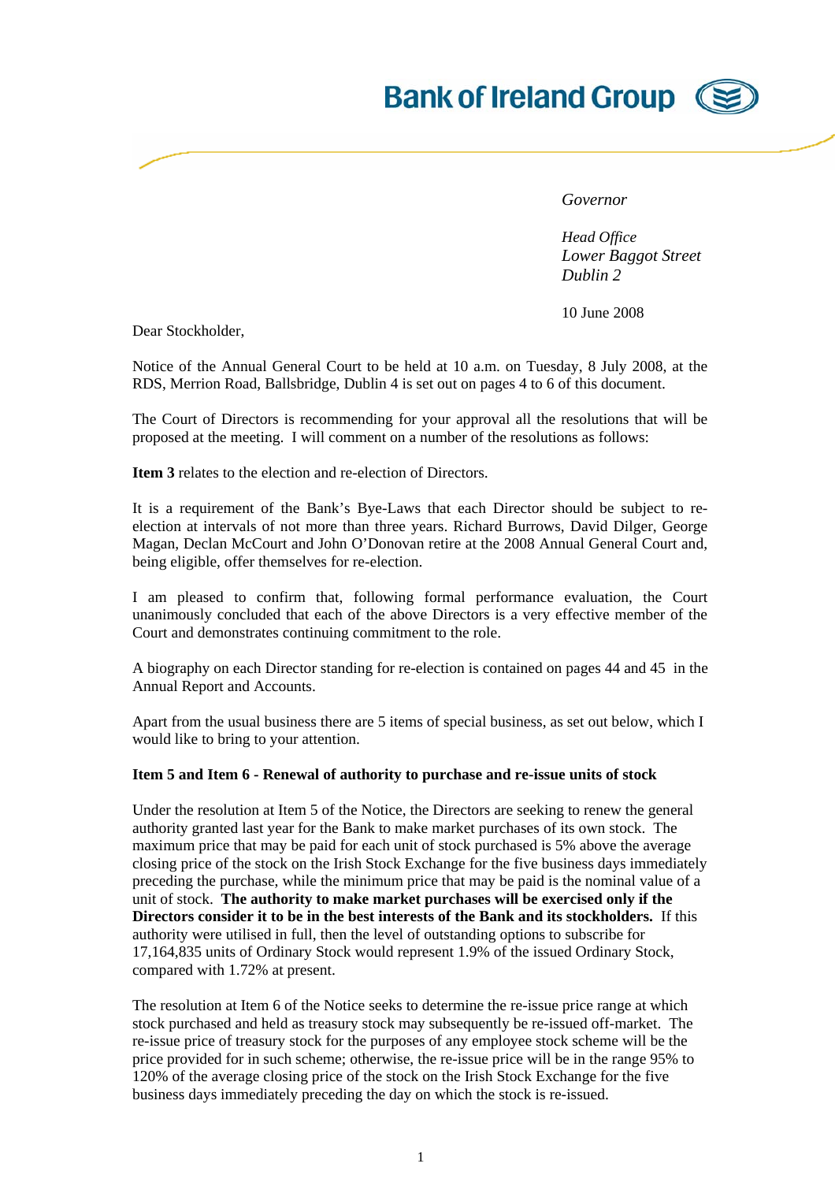Bank of Ireland Group

*Governor*

*Head Office*
*Lower Baggot Street*
*Dublin 2*

10 June 2008

Dear Stockholder,

Notice of the Annual General Court to be held at 10 a.m. on Tuesday, 8 July 2008, at the RDS, Merrion Road, Ballsbridge, Dublin 4 is set out on pages 4 to 6 of this document.

The Court of Directors is recommending for your approval all the resolutions that will be proposed at the meeting. I will comment on a number of the resolutions as follows:

**Item 3** relates to the election and re-election of Directors.

It is a requirement of the Bank's Bye-Laws that each Director should be subject to re-election at intervals of not more than three years. Richard Burrows, David Dilger, George Magan, Declan McCourt and John O'Donovan retire at the 2008 Annual General Court and, being eligible, offer themselves for re-election.

I am pleased to confirm that, following formal performance evaluation, the Court unanimously concluded that each of the above Directors is a very effective member of the Court and demonstrates continuing commitment to the role.

A biography on each Director standing for re-election is contained on pages 44 and 45 in the Annual Report and Accounts.

Apart from the usual business there are 5 items of special business, as set out below, which I would like to bring to your attention.

**Item 5 and Item 6 - Renewal of authority to purchase and re-issue units of stock**

Under the resolution at Item 5 of the Notice, the Directors are seeking to renew the general authority granted last year for the Bank to make market purchases of its own stock. The maximum price that may be paid for each unit of stock purchased is 5% above the average closing price of the stock on the Irish Stock Exchange for the five business days immediately preceding the purchase, while the minimum price that may be paid is the nominal value of a unit of stock. **The authority to make market purchases will be exercised only if the Directors consider it to be in the best interests of the Bank and its stockholders.** If this authority were utilised in full, then the level of outstanding options to subscribe for 17,164,835 units of Ordinary Stock would represent 1.9% of the issued Ordinary Stock, compared with 1.72% at present.

The resolution at Item 6 of the Notice seeks to determine the re-issue price range at which stock purchased and held as treasury stock may subsequently be re-issued off-market. The re-issue price of treasury stock for the purposes of any employee stock scheme will be the price provided for in such scheme; otherwise, the re-issue price will be in the range 95% to 120% of the average closing price of the stock on the Irish Stock Exchange for the five business days immediately preceding the day on which the stock is re-issued.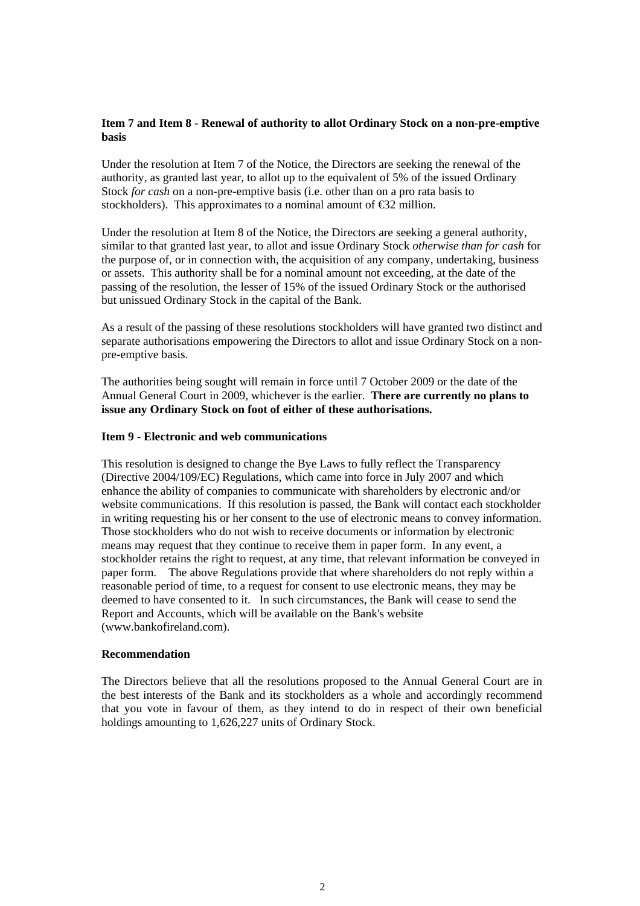**Item 7 and Item 8 - Renewal of authority to allot Ordinary Stock on a non-pre-emptive basis**

Under the resolution at Item 7 of the Notice, the Directors are seeking the renewal of the authority, as granted last year, to allot up to the equivalent of 5% of the issued Ordinary Stock *for cash* on a non-pre-emptive basis (i.e. other than on a pro rata basis to stockholders). This approximates to a nominal amount of €32 million.

Under the resolution at Item 8 of the Notice, the Directors are seeking a general authority, similar to that granted last year, to allot and issue Ordinary Stock *otherwise than for cash* for the purpose of, or in connection with, the acquisition of any company, undertaking, business or assets. This authority shall be for a nominal amount not exceeding, at the date of the passing of the resolution, the lesser of 15% of the issued Ordinary Stock or the authorised but unissued Ordinary Stock in the capital of the Bank.

As a result of the passing of these resolutions stockholders will have granted two distinct and separate authorisations empowering the Directors to allot and issue Ordinary Stock on a non-pre-emptive basis.

The authorities being sought will remain in force until 7 October 2009 or the date of the Annual General Court in 2009, whichever is the earlier. **There are currently no plans to issue any Ordinary Stock on foot of either of these authorisations.**

**Item 9 - Electronic and web communications**

This resolution is designed to change the Bye Laws to fully reflect the Transparency (Directive 2004/109/EC) Regulations, which came into force in July 2007 and which enhance the ability of companies to communicate with shareholders by electronic and/or website communications. If this resolution is passed, the Bank will contact each stockholder in writing requesting his or her consent to the use of electronic means to convey information. Those stockholders who do not wish to receive documents or information by electronic means may request that they continue to receive them in paper form. In any event, a stockholder retains the right to request, at any time, that relevant information be conveyed in paper form. The above Regulations provide that where shareholders do not reply within a reasonable period of time, to a request for consent to use electronic means, they may be deemed to have consented to it. In such circumstances, the Bank will cease to send the Report and Accounts, which will be available on the Bank's website (www.bankofireland.com).

**Recommendation**

The Directors believe that all the resolutions proposed to the Annual General Court are in the best interests of the Bank and its stockholders as a whole and accordingly recommend that you vote in favour of them, as they intend to do in respect of their own beneficial holdings amounting to 1,626,227 units of Ordinary Stock.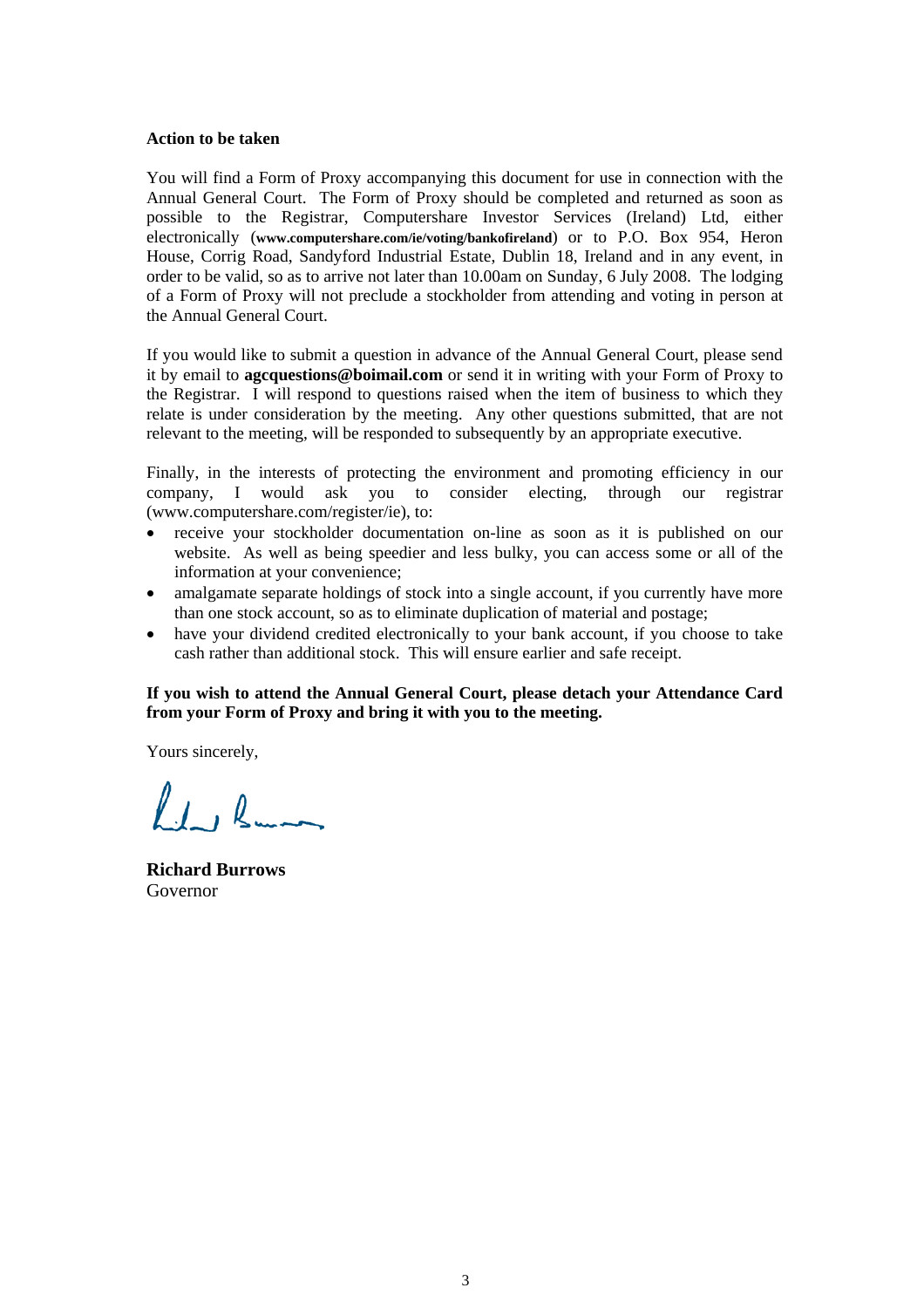**Action to be taken**

You will find a Form of Proxy accompanying this document for use in connection with the Annual General Court. The Form of Proxy should be completed and returned as soon as possible to the Registrar, Computershare Investor Services (Ireland) Ltd, either electronically (**www.computershare.com/ie/voting/bankofireland**) or to P.O. Box 954, Heron House, Corrig Road, Sandyford Industrial Estate, Dublin 18, Ireland and in any event, in order to be valid, so as to arrive not later than 10.00am on Sunday, 6 July 2008. The lodging of a Form of Proxy will not preclude a stockholder from attending and voting in person at the Annual General Court.

If you would like to submit a question in advance of the Annual General Court, please send it by email to **agcquestions@boimail.com** or send it in writing with your Form of Proxy to the Registrar. I will respond to questions raised when the item of business to which they relate is under consideration by the meeting. Any other questions submitted, that are not relevant to the meeting, will be responded to subsequently by an appropriate executive.

Finally, in the interests of protecting the environment and promoting efficiency in our company, I would ask you to consider electing, through our registrar (www.computershare.com/register/ie), to:

- receive your stockholder documentation on-line as soon as it is published on our website. As well as being speedier and less bulky, you can access some or all of the information at your convenience;
- amalgamate separate holdings of stock into a single account, if you currently have more than one stock account, so as to eliminate duplication of material and postage;
- have your dividend credited electronically to your bank account, if you choose to take cash rather than additional stock. This will ensure earlier and safe receipt.

**If you wish to attend the Annual General Court, please detach your Attendance Card from your Form of Proxy and bring it with you to the meeting.**

Yours sincerely,

**Richard Burrows**
Governor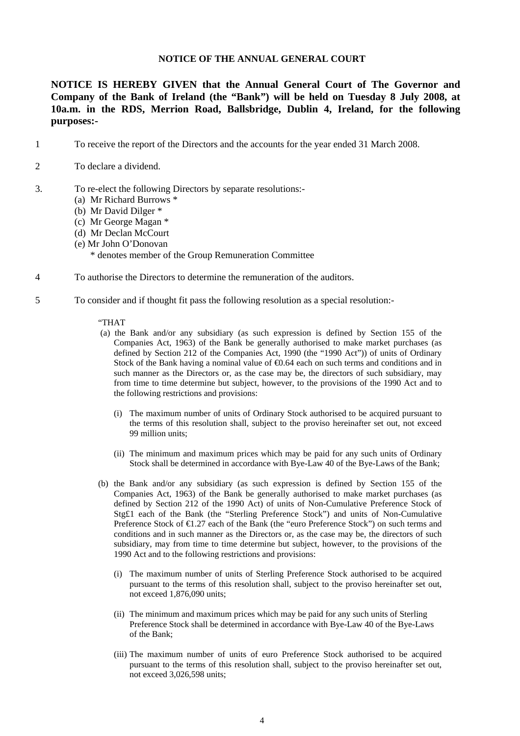**NOTICE OF THE ANNUAL GENERAL COURT**

**NOTICE IS HEREBY GIVEN that the Annual General Court of The Governor and Company of the Bank of Ireland (the "Bank") will be held on Tuesday 8 July 2008, at 10a.m. in the RDS, Merrion Road, Ballsbridge, Dublin 4, Ireland, for the following purposes:-**

1 To receive the report of the Directors and the accounts for the year ended 31 March 2008.

2 To declare a dividend.

3. To re-elect the following Directors by separate resolutions:-
   (a) Mr Richard Burrows *
   (b) Mr David Dilger *
   (c) Mr George Magan *
   (d) Mr Declan McCourt
   (e) Mr John O'Donovan
   * denotes member of the Group Remuneration Committee

4 To authorise the Directors to determine the remuneration of the auditors.

5 To consider and if thought fit pass the following resolution as a special resolution:-

"THAT

(a) the Bank and/or any subsidiary (as such expression is defined by Section 155 of the Companies Act, 1963) of the Bank be generally authorised to make market purchases (as defined by Section 212 of the Companies Act, 1990 (the "1990 Act")) of units of Ordinary Stock of the Bank having a nominal value of €0.64 each on such terms and conditions and in such manner as the Directors or, as the case may be, the directors of such subsidiary, may from time to time determine but subject, however, to the provisions of the 1990 Act and to the following restrictions and provisions:

(i) The maximum number of units of Ordinary Stock authorised to be acquired pursuant to the terms of this resolution shall, subject to the proviso hereinafter set out, not exceed 99 million units;

(ii) The minimum and maximum prices which may be paid for any such units of Ordinary Stock shall be determined in accordance with Bye-Law 40 of the Bye-Laws of the Bank;

(b) the Bank and/or any subsidiary (as such expression is defined by Section 155 of the Companies Act, 1963) of the Bank be generally authorised to make market purchases (as defined by Section 212 of the 1990 Act) of units of Non-Cumulative Preference Stock of Stg£1 each of the Bank (the "Sterling Preference Stock") and units of Non-Cumulative Preference Stock of €1.27 each of the Bank (the "euro Preference Stock") on such terms and conditions and in such manner as the Directors or, as the case may be, the directors of such subsidiary, may from time to time determine but subject, however, to the provisions of the 1990 Act and to the following restrictions and provisions:

(i) The maximum number of units of Sterling Preference Stock authorised to be acquired pursuant to the terms of this resolution shall, subject to the proviso hereinafter set out, not exceed 1,876,090 units;

(ii) The minimum and maximum prices which may be paid for any such units of Sterling Preference Stock shall be determined in accordance with Bye-Law 40 of the Bye-Laws of the Bank;

(iii) The maximum number of units of euro Preference Stock authorised to be acquired pursuant to the terms of this resolution shall, subject to the proviso hereinafter set out, not exceed 3,026,598 units;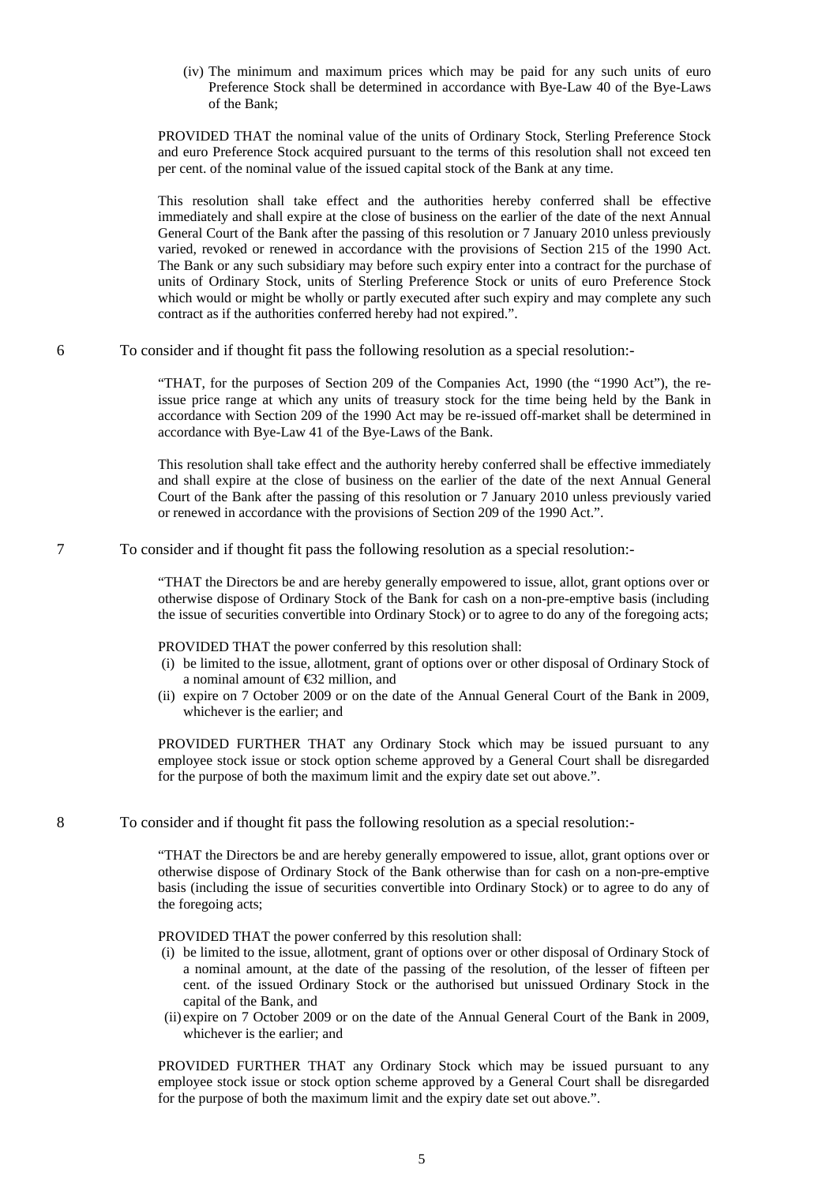(iv) The minimum and maximum prices which may be paid for any such units of euro Preference Stock shall be determined in accordance with Bye-Law 40 of the Bye-Laws of the Bank;

PROVIDED THAT the nominal value of the units of Ordinary Stock, Sterling Preference Stock and euro Preference Stock acquired pursuant to the terms of this resolution shall not exceed ten per cent. of the nominal value of the issued capital stock of the Bank at any time.

This resolution shall take effect and the authorities hereby conferred shall be effective immediately and shall expire at the close of business on the earlier of the date of the next Annual General Court of the Bank after the passing of this resolution or 7 January 2010 unless previously varied, revoked or renewed in accordance with the provisions of Section 215 of the 1990 Act. The Bank or any such subsidiary may before such expiry enter into a contract for the purchase of units of Ordinary Stock, units of Sterling Preference Stock or units of euro Preference Stock which would or might be wholly or partly executed after such expiry and may complete any such contract as if the authorities conferred hereby had not expired.".

6 To consider and if thought fit pass the following resolution as a special resolution:-

"THAT, for the purposes of Section 209 of the Companies Act, 1990 (the "1990 Act"), the re-issue price range at which any units of treasury stock for the time being held by the Bank in accordance with Section 209 of the 1990 Act may be re-issued off-market shall be determined in accordance with Bye-Law 41 of the Bye-Laws of the Bank.

This resolution shall take effect and the authority hereby conferred shall be effective immediately and shall expire at the close of business on the earlier of the date of the next Annual General Court of the Bank after the passing of this resolution or 7 January 2010 unless previously varied or renewed in accordance with the provisions of Section 209 of the 1990 Act.".

7 To consider and if thought fit pass the following resolution as a special resolution:-

"THAT the Directors be and are hereby generally empowered to issue, allot, grant options over or otherwise dispose of Ordinary Stock of the Bank for cash on a non-pre-emptive basis (including the issue of securities convertible into Ordinary Stock) or to agree to do any of the foregoing acts;

PROVIDED THAT the power conferred by this resolution shall:

(i) be limited to the issue, allotment, grant of options over or other disposal of Ordinary Stock of a nominal amount of €32 million, and
(ii) expire on 7 October 2009 or on the date of the Annual General Court of the Bank in 2009, whichever is the earlier; and

PROVIDED FURTHER THAT any Ordinary Stock which may be issued pursuant to any employee stock issue or stock option scheme approved by a General Court shall be disregarded for the purpose of both the maximum limit and the expiry date set out above.".

8 To consider and if thought fit pass the following resolution as a special resolution:-

"THAT the Directors be and are hereby generally empowered to issue, allot, grant options over or otherwise dispose of Ordinary Stock of the Bank otherwise than for cash on a non-pre-emptive basis (including the issue of securities convertible into Ordinary Stock) or to agree to do any of the foregoing acts;

PROVIDED THAT the power conferred by this resolution shall:

(i) be limited to the issue, allotment, grant of options over or other disposal of Ordinary Stock of a nominal amount, at the date of the passing of the resolution, of the lesser of fifteen per cent. of the issued Ordinary Stock or the authorised but unissued Ordinary Stock in the capital of the Bank, and
(ii) expire on 7 October 2009 or on the date of the Annual General Court of the Bank in 2009, whichever is the earlier; and

PROVIDED FURTHER THAT any Ordinary Stock which may be issued pursuant to any employee stock issue or stock option scheme approved by a General Court shall be disregarded for the purpose of both the maximum limit and the expiry date set out above.".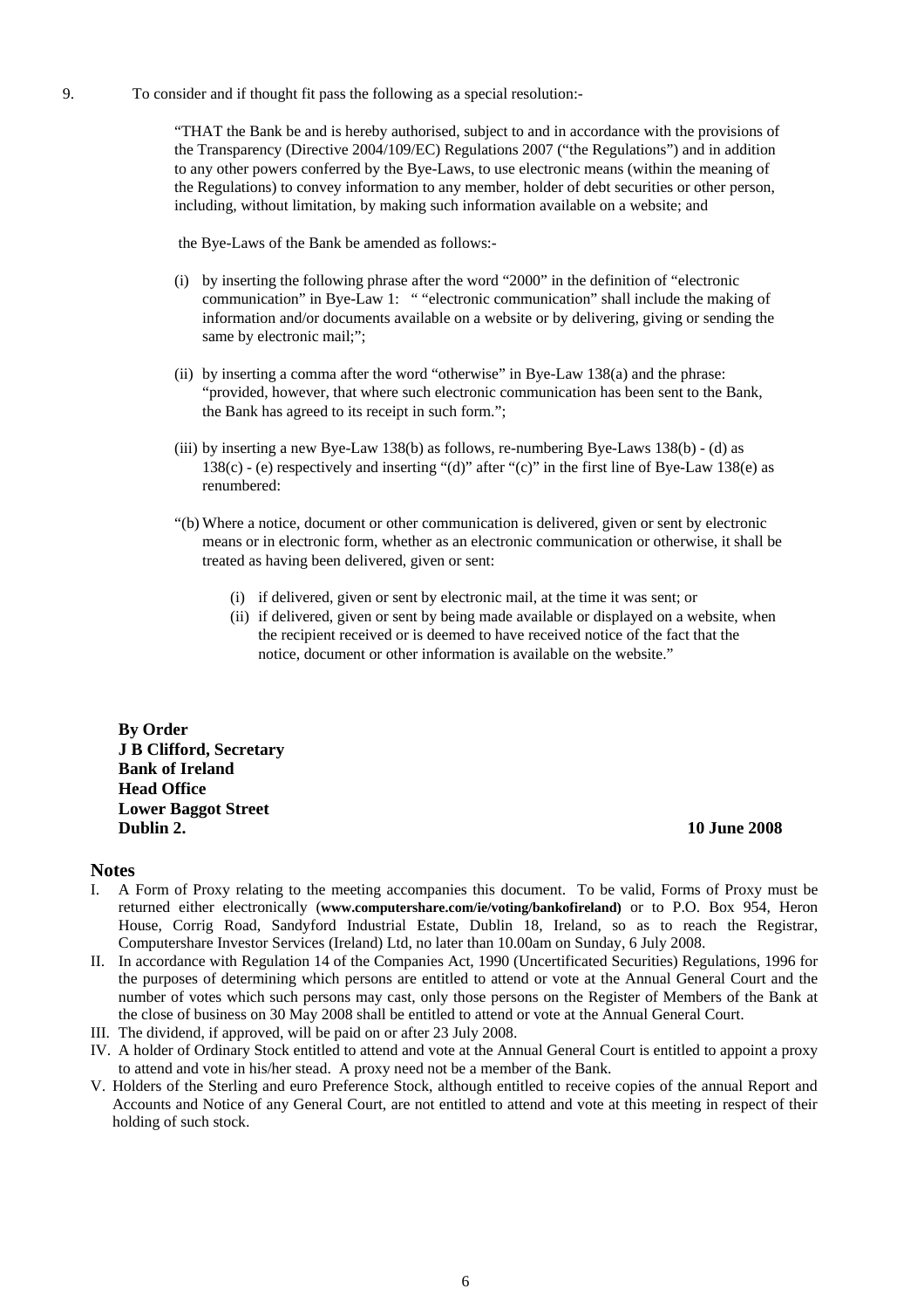9. To consider and if thought fit pass the following as a special resolution:-

> "THAT the Bank be and is hereby authorised, subject to and in accordance with the provisions of the Transparency (Directive 2004/109/EC) Regulations 2007 ("the Regulations") and in addition to any other powers conferred by the Bye-Laws, to use electronic means (within the meaning of the Regulations) to convey information to any member, holder of debt securities or other person, including, without limitation, by making such information available on a website; and
>
> the Bye-Laws of the Bank be amended as follows:-
>
> (i) by inserting the following phrase after the word "2000" in the definition of "electronic communication" in Bye-Law 1: " "electronic communication" shall include the making of information and/or documents available on a website or by delivering, giving or sending the same by electronic mail;";
>
> (ii) by inserting a comma after the word "otherwise" in Bye-Law 138(a) and the phrase: "provided, however, that where such electronic communication has been sent to the Bank, the Bank has agreed to its receipt in such form.";
>
> (iii) by inserting a new Bye-Law 138(b) as follows, re-numbering Bye-Laws 138(b) - (d) as 138(c) - (e) respectively and inserting "(d)" after "(c)" in the first line of Bye-Law 138(e) as renumbered:
>
> "(b) Where a notice, document or other communication is delivered, given or sent by electronic means or in electronic form, whether as an electronic communication or otherwise, it shall be treated as having been delivered, given or sent:
>
> (i) if delivered, given or sent by electronic mail, at the time it was sent; or
>
> (ii) if delivered, given or sent by being made available or displayed on a website, when the recipient received or is deemed to have received notice of the fact that the notice, document or other information is available on the website."

**By Order**
**J B Clifford, Secretary**
**Bank of Ireland**
**Head Office**
**Lower Baggot Street**
**Dublin 2.**

**10 June 2008**

## Notes

I. A Form of Proxy relating to the meeting accompanies this document. To be valid, Forms of Proxy must be returned either electronically (**www.computershare.com/ie/voting/bankofireland**) or to P.O. Box 954, Heron House, Corrig Road, Sandyford Industrial Estate, Dublin 18, Ireland, so as to reach the Registrar, Computershare Investor Services (Ireland) Ltd, no later than 10.00am on Sunday, 6 July 2008.

II. In accordance with Regulation 14 of the Companies Act, 1990 (Uncertificated Securities) Regulations, 1996 for the purposes of determining which persons are entitled to attend or vote at the Annual General Court and the number of votes which such persons may cast, only those persons on the Register of Members of the Bank at the close of business on 30 May 2008 shall be entitled to attend or vote at the Annual General Court.

III. The dividend, if approved, will be paid on or after 23 July 2008.

IV. A holder of Ordinary Stock entitled to attend and vote at the Annual General Court is entitled to appoint a proxy to attend and vote in his/her stead. A proxy need not be a member of the Bank.

V. Holders of the Sterling and euro Preference Stock, although entitled to receive copies of the annual Report and Accounts and Notice of any General Court, are not entitled to attend and vote at this meeting in respect of their holding of such stock.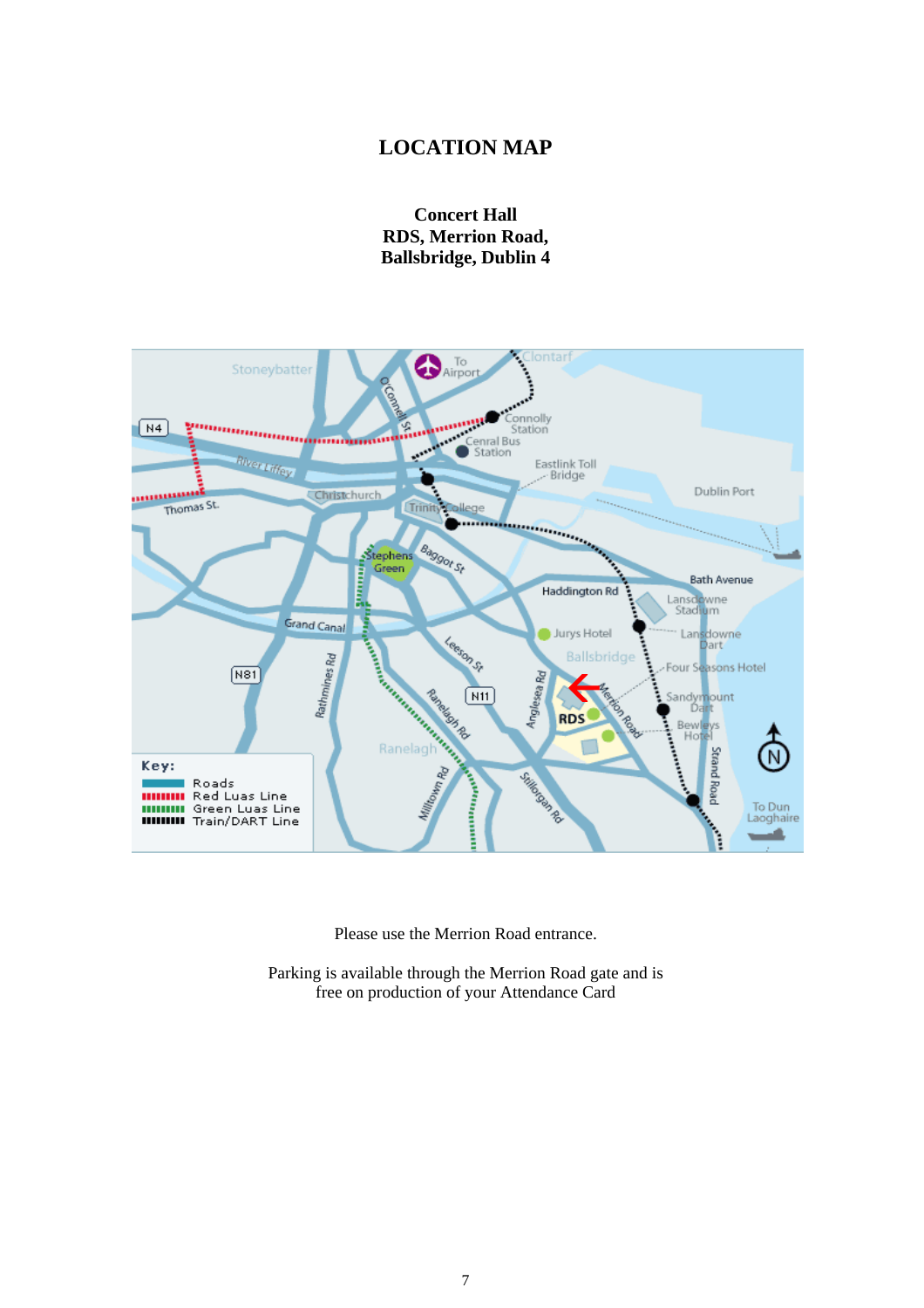# LOCATION MAP

**Concert Hall**
**RDS, Merrion Road,**
**Ballsbridge, Dublin 4**

Please use the Merrion Road entrance.

Parking is available through the Merrion Road gate and is free on production of your Attendance Card